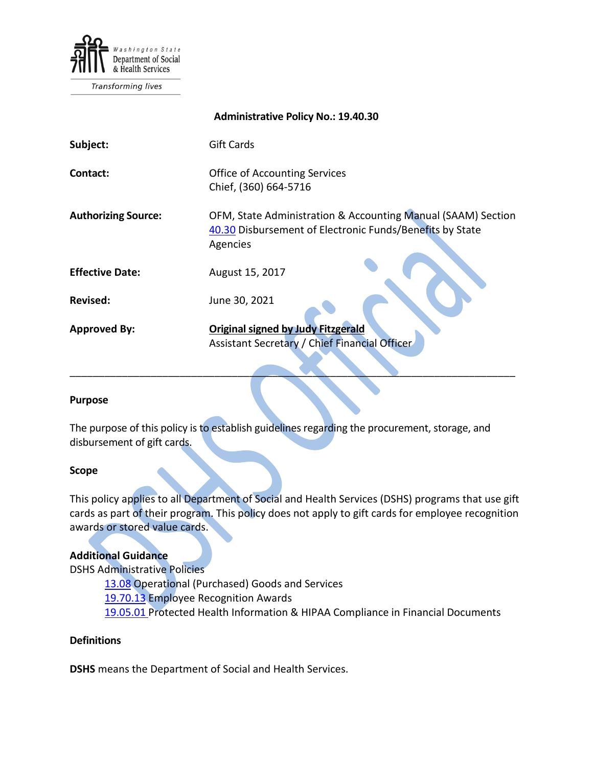Washington State Department of Social & Health Services

Transforming lives

**Administrative Policy No.: 19.40.30**

| | |
|---|---|
| **Subject:** | Gift Cards |
| **Contact:** | Office of Accounting Services<br>Chief, (360) 664-5716 |
| **Authorizing Source:** | OFM, State Administration & Accounting Manual (SAAM) Section 40.30 Disbursement of Electronic Funds/Benefits by State Agencies |
| **Effective Date:** | August 15, 2017 |
| **Revised:** | June 30, 2021 |
| **Approved By:** | **Original signed by Judy Fitzgerald**<br>Assistant Secretary / Chief Financial Officer |

---

**Purpose**

The purpose of this policy is to establish guidelines regarding the procurement, storage, and disbursement of gift cards.

**Scope**

This policy applies to all Department of Social and Health Services (DSHS) programs that use gift cards as part of their program. This policy does not apply to gift cards for employee recognition awards or stored value cards.

**Additional Guidance**

DSHS Administrative Policies

- 13.08 Operational (Purchased) Goods and Services
- 19.70.13 Employee Recognition Awards
- 19.05.01 Protected Health Information & HIPAA Compliance in Financial Documents

**Definitions**

**DSHS** means the Department of Social and Health Services.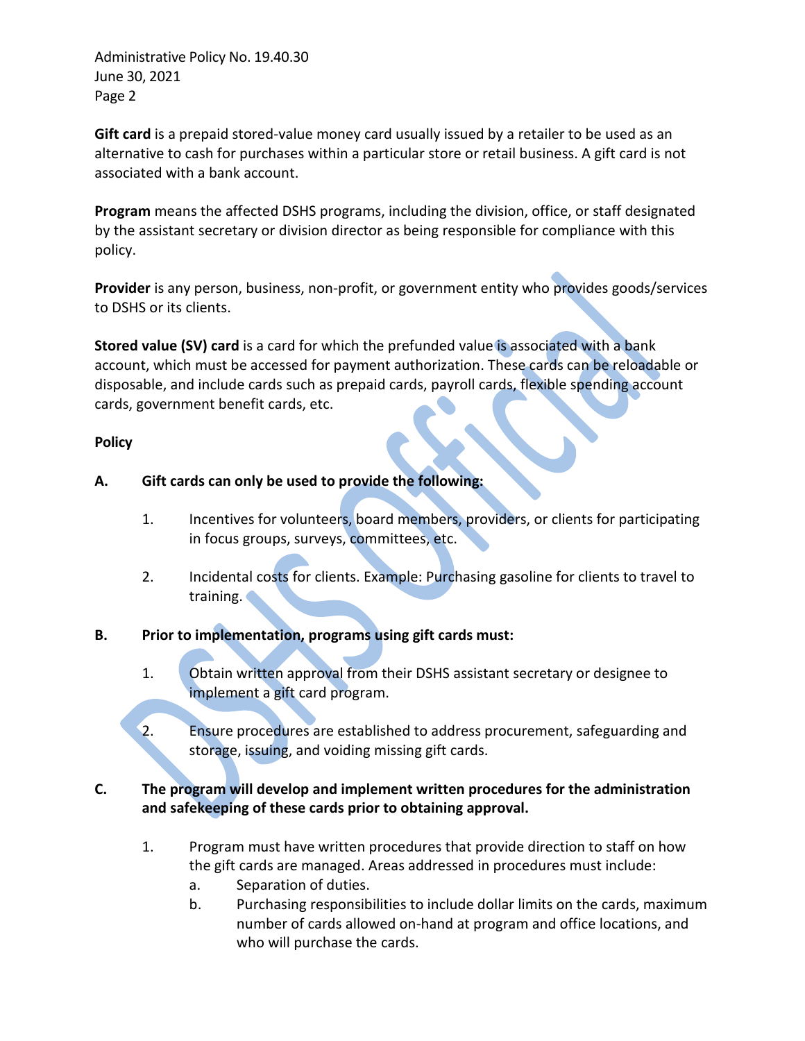**Gift card** is a prepaid stored-value money card usually issued by a retailer to be used as an alternative to cash for purchases within a particular store or retail business. A gift card is not associated with a bank account.

**Program** means the affected DSHS programs, including the division, office, or staff designated by the assistant secretary or division director as being responsible for compliance with this policy.

**Provider** is any person, business, non-profit, or government entity who provides goods/services to DSHS or its clients.

**Stored value (SV) card** is a card for which the prefunded value is associated with a bank account, which must be accessed for payment authorization. These cards can be reloadable or disposable, and include cards such as prepaid cards, payroll cards, flexible spending account cards, government benefit cards, etc.

**Policy**

**A. Gift cards can only be used to provide the following:**

1. Incentives for volunteers, board members, providers, or clients for participating in focus groups, surveys, committees, etc.

2. Incidental costs for clients. Example: Purchasing gasoline for clients to travel to training.

**B. Prior to implementation, programs using gift cards must:**

1. Obtain written approval from their DSHS assistant secretary or designee to implement a gift card program.

2. Ensure procedures are established to address procurement, safeguarding and storage, issuing, and voiding missing gift cards.

**C. The program will develop and implement written procedures for the administration and safekeeping of these cards prior to obtaining approval.**

1. Program must have written procedures that provide direction to staff on how the gift cards are managed. Areas addressed in procedures must include:
   a. Separation of duties.
   b. Purchasing responsibilities to include dollar limits on the cards, maximum number of cards allowed on-hand at program and office locations, and who will purchase the cards.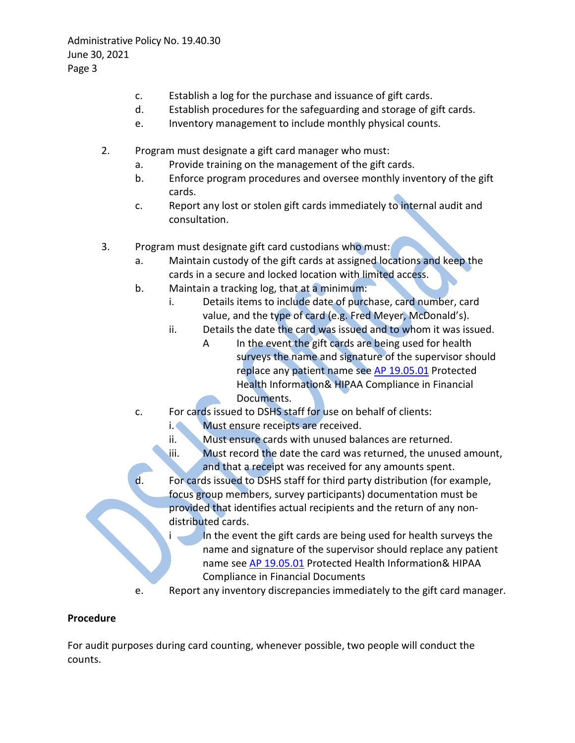c. Establish a log for the purchase and issuance of gift cards.
d. Establish procedures for the safeguarding and storage of gift cards.
e. Inventory management to include monthly physical counts.

2. Program must designate a gift card manager who must:
   a. Provide training on the management of the gift cards.
   b. Enforce program procedures and oversee monthly inventory of the gift cards.
   c. Report any lost or stolen gift cards immediately to internal audit and consultation.

3. Program must designate gift card custodians who must:
   a. Maintain custody of the gift cards at assigned locations and keep the cards in a secure and locked location with limited access.
   b. Maintain a tracking log, that at a minimum:
      i. Details items to include date of purchase, card number, card value, and the type of card (e.g. Fred Meyer, McDonald's).
      ii. Details the date the card was issued and to whom it was issued.
         A In the event the gift cards are being used for health surveys the name and signature of the supervisor should replace any patient name see [AP 19.05.01] Protected Health Information& HIPAA Compliance in Financial Documents.
   c. For cards issued to DSHS staff for use on behalf of clients:
      i. Must ensure receipts are received.
      ii. Must ensure cards with unused balances are returned.
      iii. Must record the date the card was returned, the unused amount, and that a receipt was received for any amounts spent.
   d. For cards issued to DSHS staff for third party distribution (for example, focus group members, survey participants) documentation must be provided that identifies actual recipients and the return of any non-distributed cards.
      i In the event the gift cards are being used for health surveys the name and signature of the supervisor should replace any patient name see [AP 19.05.01] Protected Health Information& HIPAA Compliance in Financial Documents
   e. Report any inventory discrepancies immediately to the gift card manager.

**Procedure**

For audit purposes during card counting, whenever possible, two people will conduct the counts.